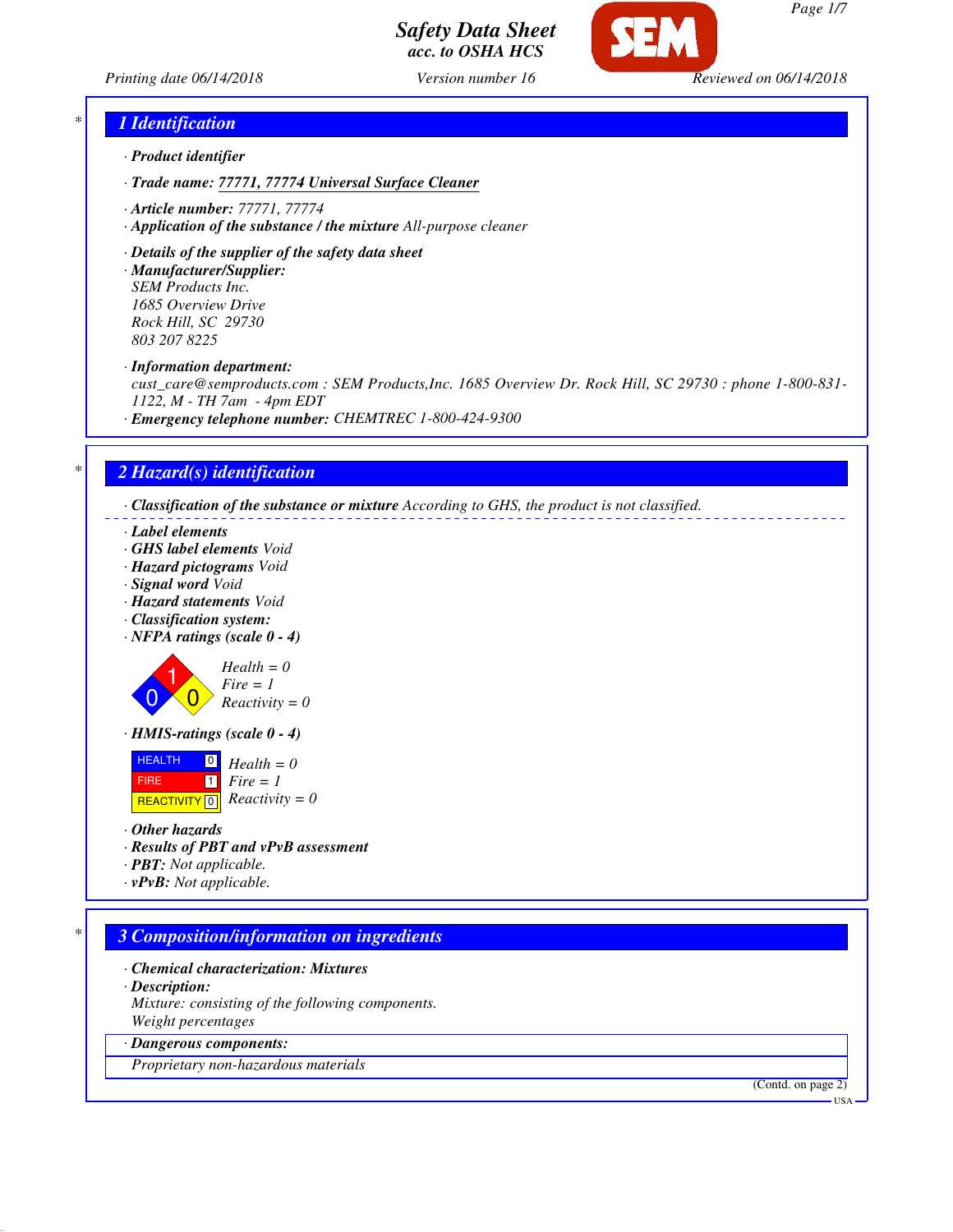# Safety Data Sheet
*acc. to OSHA HCS*

Printing date 06/14/2018 | Version number 16 | Reviewed on 06/14/2018

## 1 Identification

· **Product identifier**

· **Trade name: 77771, 77774 Universal Surface Cleaner**

· **Article number:** 77771, 77774

· **Application of the substance / the mixture** All-purpose cleaner

· **Details of the supplier of the safety data sheet**

· **Manufacturer/Supplier:**
SEM Products Inc.
1685 Overview Drive
Rock Hill, SC 29730
803 207 8225

· **Information department:**
cust_care@semproducts.com : SEM Products,Inc. 1685 Overview Dr. Rock Hill, SC 29730 : phone 1-800-831-1122, M - TH 7am - 4pm EDT

· **Emergency telephone number:** CHEMTREC 1-800-424-9300

## 2 Hazard(s) identification

· **Classification of the substance or mixture** According to GHS, the product is not classified.

· **Label elements**
· **GHS label elements** Void
· **Hazard pictograms** Void
· **Signal word** Void
· **Hazard statements** Void
· **Classification system:**
· **NFPA ratings (scale 0 - 4)**

Health = 0
Fire = 1
Reactivity = 0

· **HMIS-ratings (scale 0 - 4)**

| | | |
|---|---|---|
| HEALTH | 0 | Health = 0 |
| FIRE | 1 | Fire = 1 |
| REACTIVITY | 0 | Reactivity = 0 |

· **Other hazards**
· **Results of PBT and vPvB assessment**
· **PBT:** Not applicable.
· **vPvB:** Not applicable.

## 3 Composition/information on ingredients

· **Chemical characterization: Mixtures**
· **Description:**
Mixture: consisting of the following components.
Weight percentages

| · Dangerous components: |
|---|
| Proprietary non-hazardous materials |

(Contd. on page 2)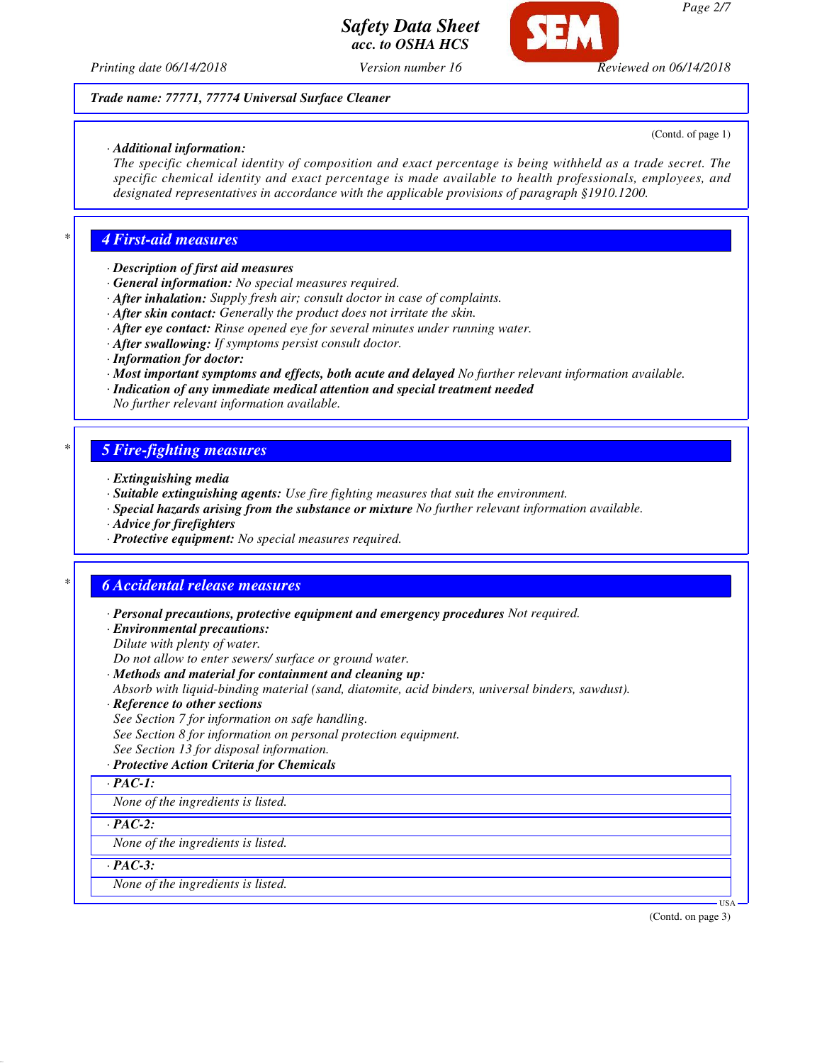(Contd. of page 1)

· **Additional information:**
The specific chemical identity of composition and exact percentage is being withheld as a trade secret. The specific chemical identity and exact percentage is made available to health professionals, employees, and designated representatives in accordance with the applicable provisions of paragraph §1910.1200.

## 4 First-aid measures

· **Description of first aid measures**
· **General information:** No special measures required.
· **After inhalation:** Supply fresh air; consult doctor in case of complaints.
· **After skin contact:** Generally the product does not irritate the skin.
· **After eye contact:** Rinse opened eye for several minutes under running water.
· **After swallowing:** If symptoms persist consult doctor.
· **Information for doctor:**
· **Most important symptoms and effects, both acute and delayed** No further relevant information available.
· **Indication of any immediate medical attention and special treatment needed**
No further relevant information available.

## 5 Fire-fighting measures

· **Extinguishing media**
· **Suitable extinguishing agents:** Use fire fighting measures that suit the environment.
· **Special hazards arising from the substance or mixture** No further relevant information available.
· **Advice for firefighters**
· **Protective equipment:** No special measures required.

## 6 Accidental release measures

· **Personal precautions, protective equipment and emergency procedures** Not required.
· **Environmental precautions:**
Dilute with plenty of water.
Do not allow to enter sewers/ surface or ground water.
· **Methods and material for containment and cleaning up:**
Absorb with liquid-binding material (sand, diatomite, acid binders, universal binders, sawdust).
· **Reference to other sections**
See Section 7 for information on safe handling.
See Section 8 for information on personal protection equipment.
See Section 13 for disposal information.
· **Protective Action Criteria for Chemicals**

· **PAC-1:**
None of the ingredients is listed.

· **PAC-2:**
None of the ingredients is listed.

· **PAC-3:**
None of the ingredients is listed.

(Contd. on page 3)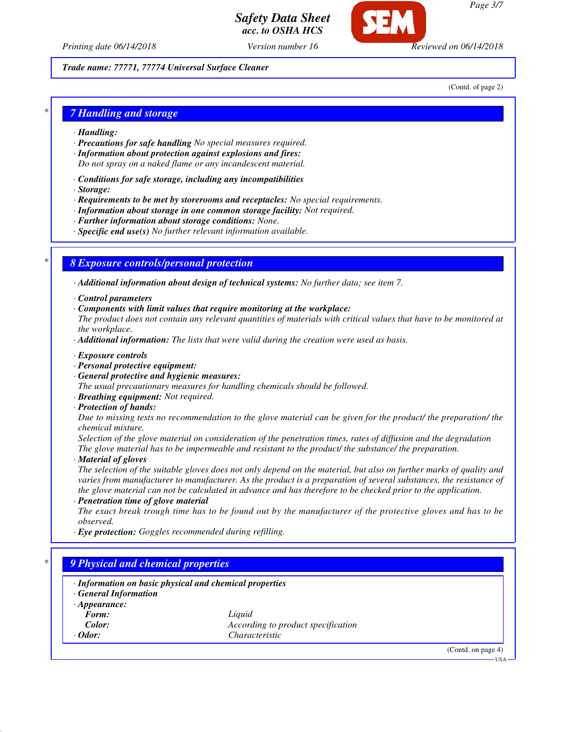Trade name: 77771, 77774 Universal Surface Cleaner

(Contd. of page 2)

## 7 Handling and storage

· **Handling:**
· **Precautions for safe handling** No special measures required.
· **Information about protection against explosions and fires:**
Do not spray on a naked flame or any incandescent material.

· **Conditions for safe storage, including any incompatibilities**
· **Storage:**
· **Requirements to be met by storerooms and receptacles:** No special requirements.
· **Information about storage in one common storage facility:** Not required.
· **Further information about storage conditions:** None.
· **Specific end use(s)** No further relevant information available.

## 8 Exposure controls/personal protection

· **Additional information about design of technical systems:** No further data; see item 7.

· **Control parameters**
· **Components with limit values that require monitoring at the workplace:**
The product does not contain any relevant quantities of materials with critical values that have to be monitored at the workplace.
· **Additional information:** The lists that were valid during the creation were used as basis.

· **Exposure controls**
· **Personal protective equipment:**
· **General protective and hygienic measures:**
The usual precautionary measures for handling chemicals should be followed.
· **Breathing equipment:** Not required.
· **Protection of hands:**
Due to missing tests no recommendation to the glove material can be given for the product/ the preparation/ the chemical mixture.
Selection of the glove material on consideration of the penetration times, rates of diffusion and the degradation
The glove material has to be impermeable and resistant to the product/ the substance/ the preparation.
· **Material of gloves**
The selection of the suitable gloves does not only depend on the material, but also on further marks of quality and varies from manufacturer to manufacturer. As the product is a preparation of several substances, the resistance of the glove material can not be calculated in advance and has therefore to be checked prior to the application.
· **Penetration time of glove material**
The exact break trough time has to be found out by the manufacturer of the protective gloves and has to be observed.
· **Eye protection:** Goggles recommended during refilling.

## 9 Physical and chemical properties

· **Information on basic physical and chemical properties**
· **General Information**
· **Appearance:**

| | |
|---|---|
| **Form:** | Liquid |
| **Color:** | According to product specification |
| · **Odor:** | Characteristic |

(Contd. on page 4)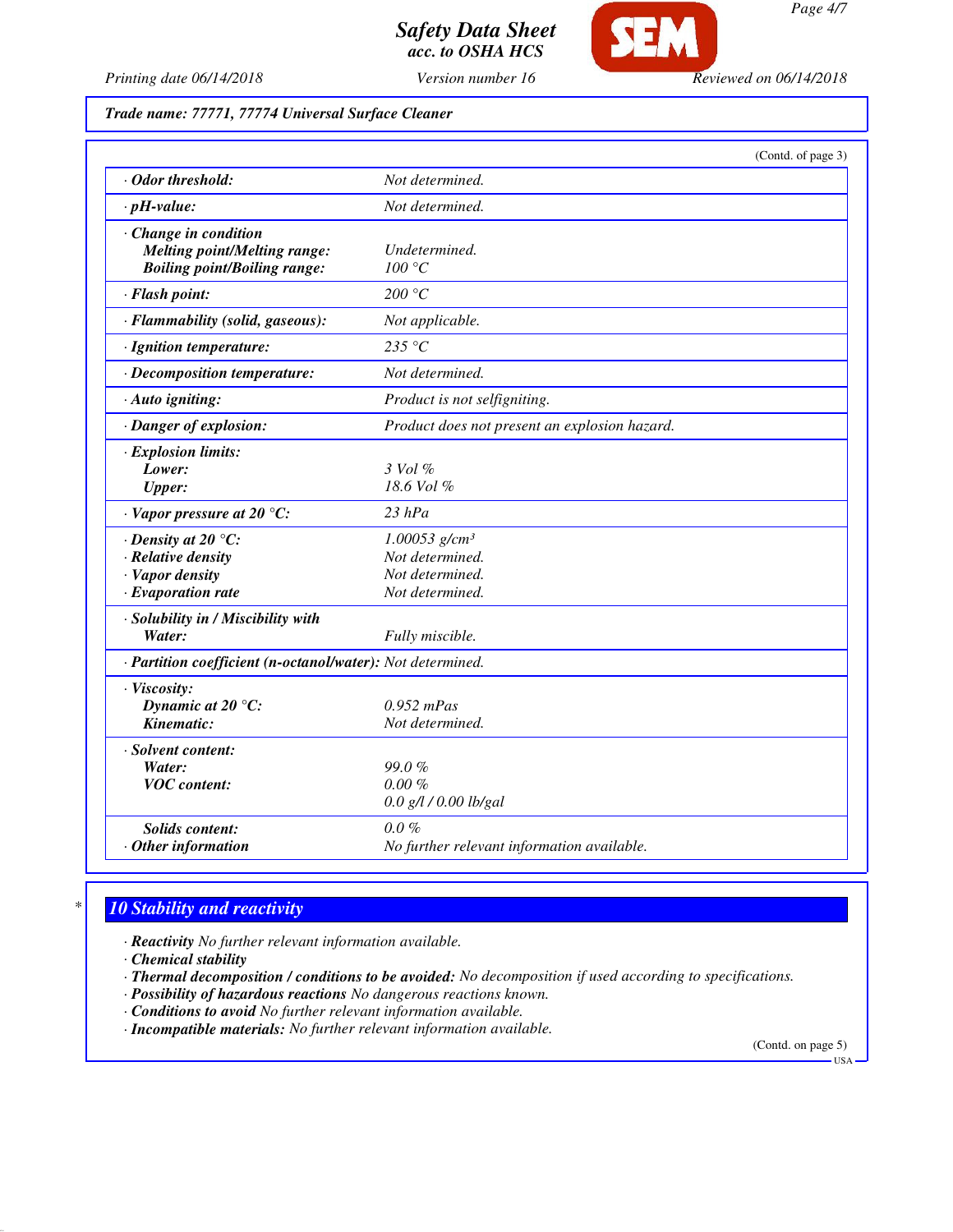**Trade name: 77771, 77774 Universal Surface Cleaner**

(Contd. of page 3)

| | |
|---|---|
| · **Odor threshold:** | Not determined. |
| · **pH-value:** | Not determined. |
| · **Change in condition** | |
| **Melting point/Melting range:** | Undetermined. |
| **Boiling point/Boiling range:** | 100 °C |
| · **Flash point:** | 200 °C |
| · **Flammability (solid, gaseous):** | Not applicable. |
| · **Ignition temperature:** | 235 °C |
| · **Decomposition temperature:** | Not determined. |
| · **Auto igniting:** | Product is not selfigniting. |
| · **Danger of explosion:** | Product does not present an explosion hazard. |
| · **Explosion limits:** | |
| **Lower:** | 3 Vol % |
| **Upper:** | 18.6 Vol % |
| · **Vapor pressure at 20 °C:** | 23 hPa |
| · **Density at 20 °C:** | 1.00053 g/cm³ |
| · **Relative density** | Not determined. |
| · **Vapor density** | Not determined. |
| · **Evaporation rate** | Not determined. |
| · **Solubility in / Miscibility with** | |
| **Water:** | Fully miscible. |
| · **Partition coefficient (n-octanol/water):** | Not determined. |
| · **Viscosity:** | |
| **Dynamic at 20 °C:** | 0.952 mPas |
| **Kinematic:** | Not determined. |
| · **Solvent content:** | |
| **Water:** | 99.0 % |
| **VOC content:** | 0.00 % |
| | 0.0 g/l / 0.00 lb/gal |
| **Solids content:** | 0.0 % |
| · **Other information** | No further relevant information available. |

## 10 Stability and reactivity

· **Reactivity** No further relevant information available.
· **Chemical stability**
· **Thermal decomposition / conditions to be avoided:** No decomposition if used according to specifications.
· **Possibility of hazardous reactions** No dangerous reactions known.
· **Conditions to avoid** No further relevant information available.
· **Incompatible materials:** No further relevant information available.

(Contd. on page 5)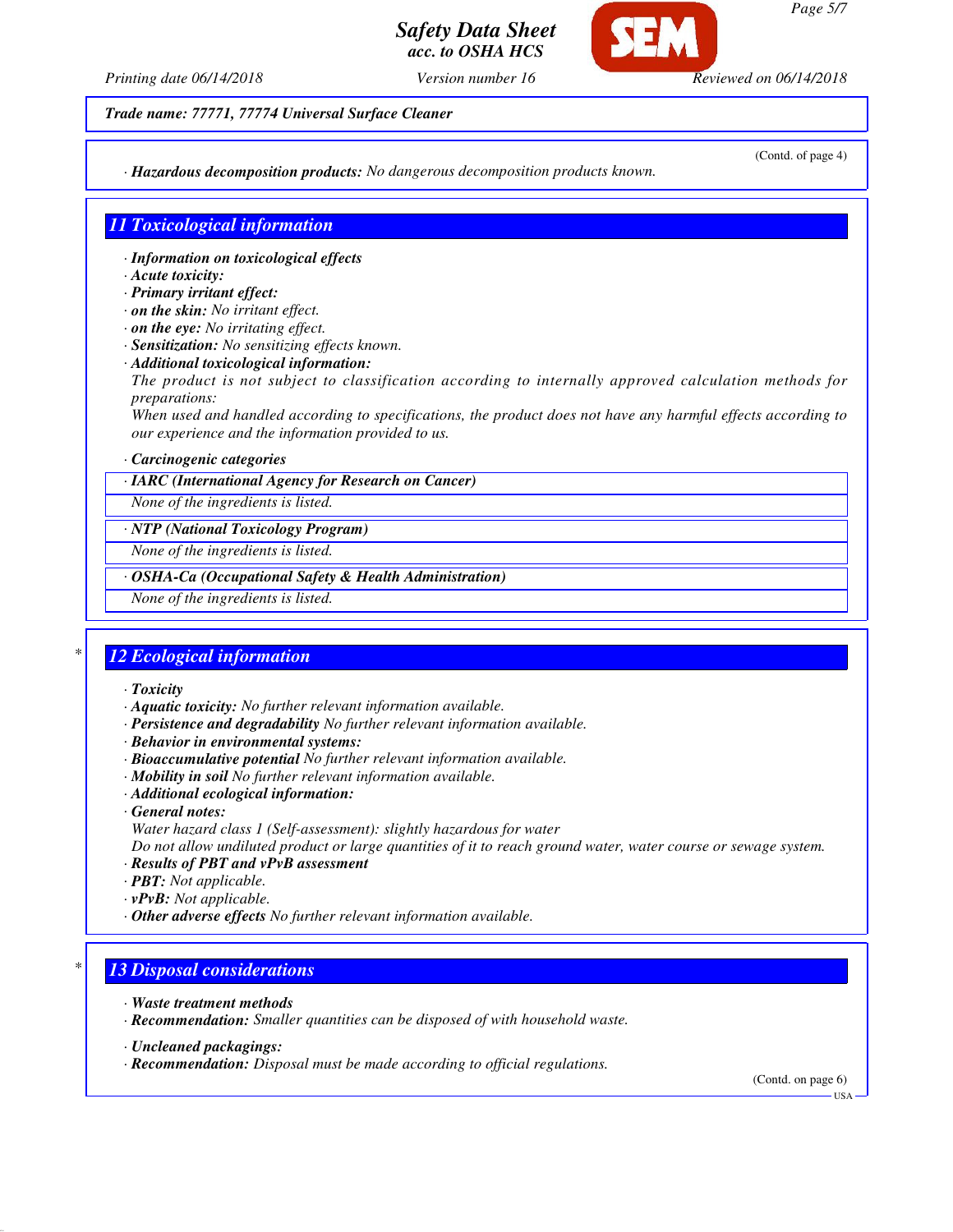**Trade name: 77771, 77774 Universal Surface Cleaner**

(Contd. of page 4)

· **Hazardous decomposition products:** No dangerous decomposition products known.

## 11 Toxicological information

· **Information on toxicological effects**
· **Acute toxicity:**
· **Primary irritant effect:**
· **on the skin:** No irritant effect.
· **on the eye:** No irritating effect.
· **Sensitization:** No sensitizing effects known.
· **Additional toxicological information:**
The product is not subject to classification according to internally approved calculation methods for preparations:
When used and handled according to specifications, the product does not have any harmful effects according to our experience and the information provided to us.

· **Carcinogenic categories**

| · IARC (International Agency for Research on Cancer) |
|---|
| None of the ingredients is listed. |

| · NTP (National Toxicology Program) |
|---|
| None of the ingredients is listed. |

| · OSHA-Ca (Occupational Safety & Health Administration) |
|---|
| None of the ingredients is listed. |

## * 12 Ecological information

· **Toxicity**
· **Aquatic toxicity:** No further relevant information available.
· **Persistence and degradability** No further relevant information available.
· **Behavior in environmental systems:**
· **Bioaccumulative potential** No further relevant information available.
· **Mobility in soil** No further relevant information available.
· **Additional ecological information:**
· **General notes:**
Water hazard class 1 (Self-assessment): slightly hazardous for water
Do not allow undiluted product or large quantities of it to reach ground water, water course or sewage system.
· **Results of PBT and vPvB assessment**
· **PBT:** Not applicable.
· **vPvB:** Not applicable.
· **Other adverse effects** No further relevant information available.

## * 13 Disposal considerations

· **Waste treatment methods**
· **Recommendation:** Smaller quantities can be disposed of with household waste.

· **Uncleaned packagings:**
· **Recommendation:** Disposal must be made according to official regulations.

(Contd. on page 6)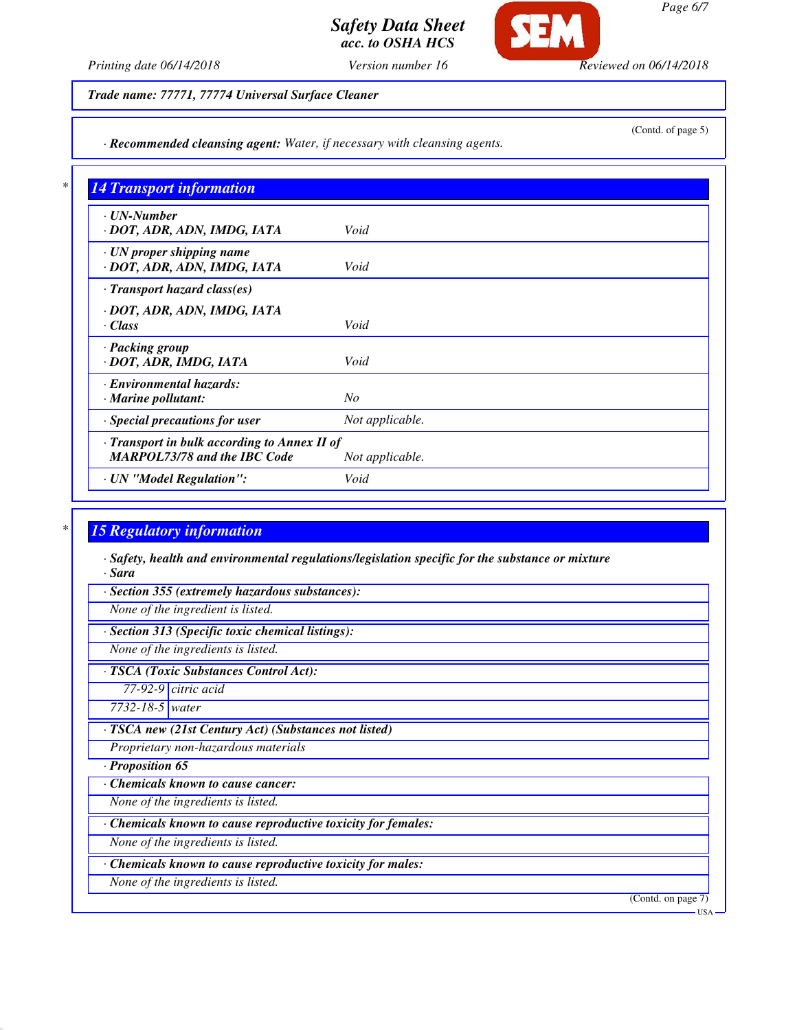**Trade name: 77771, 77774 Universal Surface Cleaner**

(Contd. of page 5)

· **Recommended cleansing agent:** Water, if necessary with cleansing agents.

## 14 Transport information

| | |
|---|---|
| · **UN-Number**<br>· **DOT, ADR, ADN, IMDG, IATA** | Void |
| · **UN proper shipping name**<br>· **DOT, ADR, ADN, IMDG, IATA** | Void |
| · **Transport hazard class(es)**<br>· **DOT, ADR, ADN, IMDG, IATA**<br>· **Class** | Void |
| · **Packing group**<br>· **DOT, ADR, IMDG, IATA** | Void |
| · **Environmental hazards:**<br>· **Marine pollutant:** | No |
| · **Special precautions for user** | Not applicable. |
| · **Transport in bulk according to Annex II of MARPOL73/78 and the IBC Code** | Not applicable. |
| · **UN "Model Regulation":** | Void |

## 15 Regulatory information

· **Safety, health and environmental regulations/legislation specific for the substance or mixture**
· **Sara**

· **Section 355 (extremely hazardous substances):**
None of the ingredient is listed.

· **Section 313 (Specific toxic chemical listings):**
None of the ingredients is listed.

· **TSCA (Toxic Substances Control Act):**

| | |
|---|---|
| 77-92-9 | citric acid |
| 7732-18-5 | water |

· **TSCA new (21st Century Act) (Substances not listed)**
Proprietary non-hazardous materials

· **Proposition 65**

· **Chemicals known to cause cancer:**
None of the ingredients is listed.

· **Chemicals known to cause reproductive toxicity for females:**
None of the ingredients is listed.

· **Chemicals known to cause reproductive toxicity for males:**
None of the ingredients is listed.

(Contd. on page 7)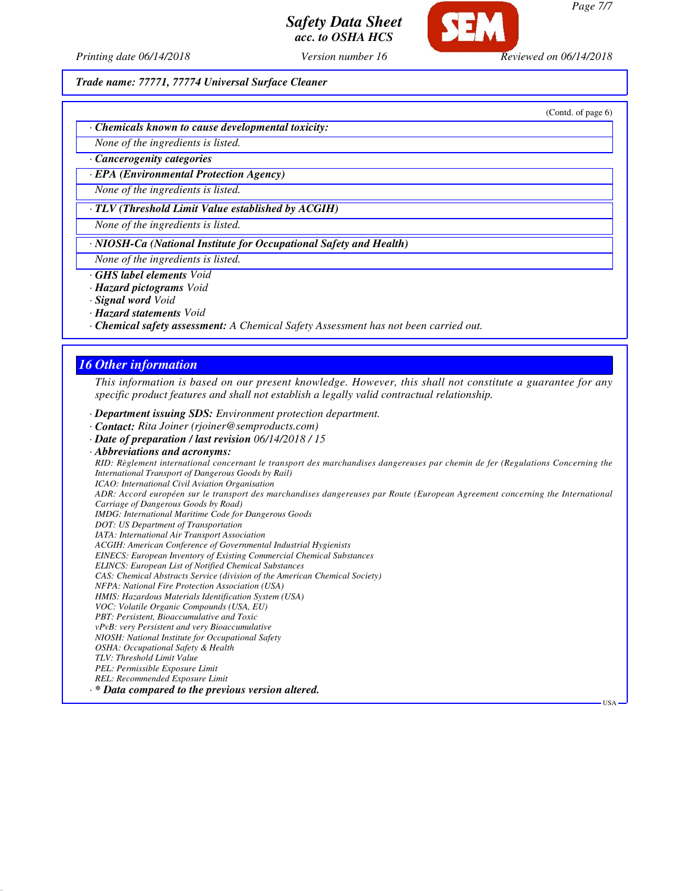**Trade name: 77771, 77774 Universal Surface Cleaner**

(Contd. of page 6)

· **Chemicals known to cause developmental toxicity:**

None of the ingredients is listed.

· **Cancerogenity categories**

· **EPA (Environmental Protection Agency)**

None of the ingredients is listed.

· **TLV (Threshold Limit Value established by ACGIH)**

None of the ingredients is listed.

· **NIOSH-Ca (National Institute for Occupational Safety and Health)**

None of the ingredients is listed.

· **GHS label elements** Void
· **Hazard pictograms** Void
· **Signal word** Void
· **Hazard statements** Void
· **Chemical safety assessment:** A Chemical Safety Assessment has not been carried out.

## 16 Other information

This information is based on our present knowledge. However, this shall not constitute a guarantee for any specific product features and shall not establish a legally valid contractual relationship.

· **Department issuing SDS:** Environment protection department.
· **Contact:** Rita Joiner (rjoiner@semproducts.com)
· **Date of preparation / last revision** 06/14/2018 / 15
· **Abbreviations and acronyms:**

RID: Règlement international concernant le transport des marchandises dangereuses par chemin de fer (Regulations Concerning the International Transport of Dangerous Goods by Rail)
ICAO: International Civil Aviation Organisation
ADR: Accord européen sur le transport des marchandises dangereuses par Route (European Agreement concerning the International Carriage of Dangerous Goods by Road)
IMDG: International Maritime Code for Dangerous Goods
DOT: US Department of Transportation
IATA: International Air Transport Association
ACGIH: American Conference of Governmental Industrial Hygienists
EINECS: European Inventory of Existing Commercial Chemical Substances
ELINCS: European List of Notified Chemical Substances
CAS: Chemical Abstracts Service (division of the American Chemical Society)
NFPA: National Fire Protection Association (USA)
HMIS: Hazardous Materials Identification System (USA)
VOC: Volatile Organic Compounds (USA, EU)
PBT: Persistent, Bioaccumulative and Toxic
vPvB: very Persistent and very Bioaccumulative
NIOSH: National Institute for Occupational Safety
OSHA: Occupational Safety & Health
TLV: Threshold Limit Value
PEL: Permissible Exposure Limit
REL: Recommended Exposure Limit

· **\* Data compared to the previous version altered.**

USA